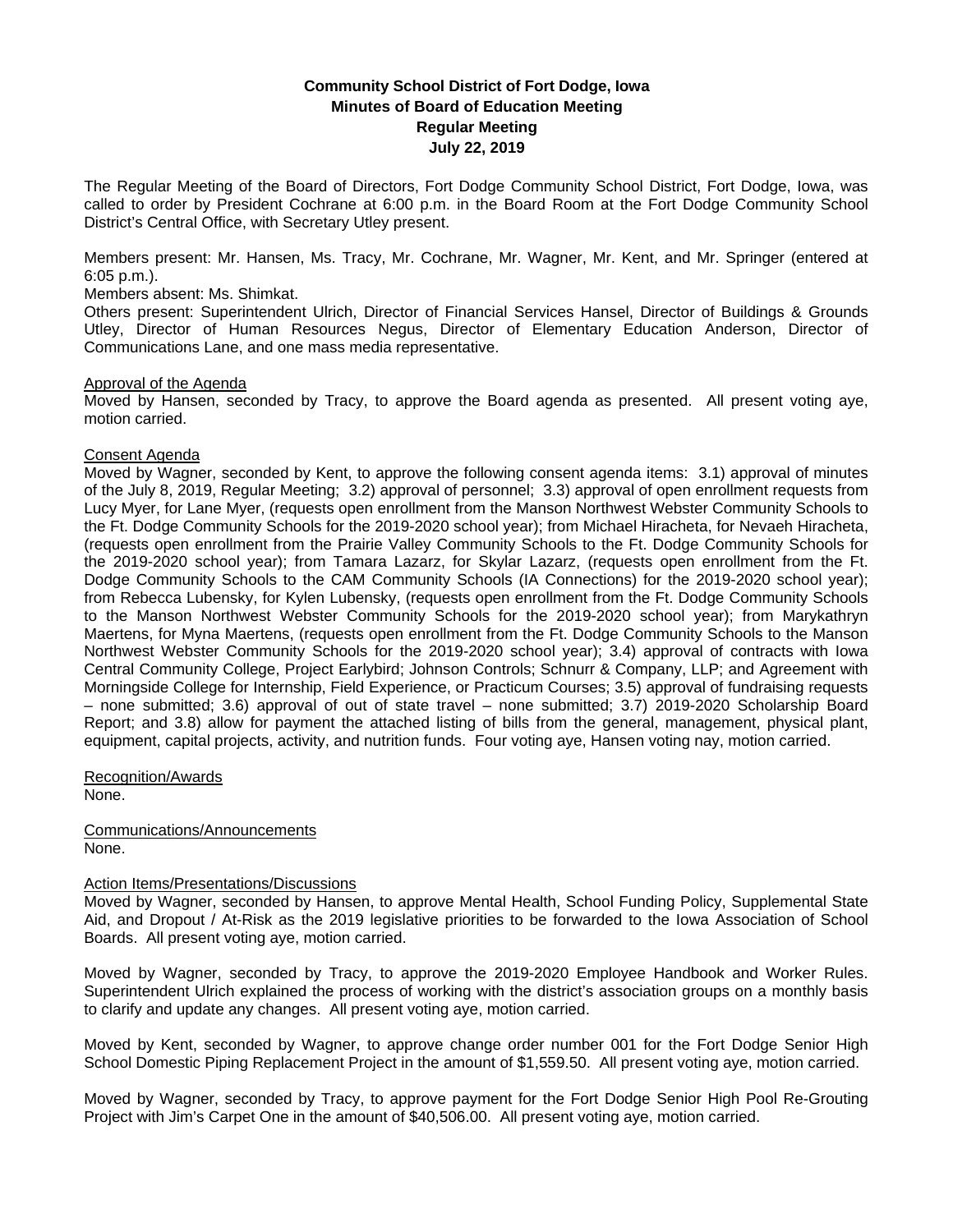# Community School District of Fort Dodge, Iowa
## Minutes of Board of Education Meeting
## Regular Meeting
## July 22, 2019

The Regular Meeting of the Board of Directors, Fort Dodge Community School District, Fort Dodge, Iowa, was called to order by President Cochrane at 6:00 p.m. in the Board Room at the Fort Dodge Community School District's Central Office, with Secretary Utley present.

Members present: Mr. Hansen, Ms. Tracy, Mr. Cochrane, Mr. Wagner, Mr. Kent, and Mr. Springer (entered at 6:05 p.m.).
Members absent: Ms. Shimkat.
Others present: Superintendent Ulrich, Director of Financial Services Hansel, Director of Buildings & Grounds Utley, Director of Human Resources Negus, Director of Elementary Education Anderson, Director of Communications Lane, and one mass media representative.

Approval of the Agenda
Moved by Hansen, seconded by Tracy, to approve the Board agenda as presented. All present voting aye, motion carried.

Consent Agenda
Moved by Wagner, seconded by Kent, to approve the following consent agenda items: 3.1) approval of minutes of the July 8, 2019, Regular Meeting; 3.2) approval of personnel; 3.3) approval of open enrollment requests from Lucy Myer, for Lane Myer, (requests open enrollment from the Manson Northwest Webster Community Schools to the Ft. Dodge Community Schools for the 2019-2020 school year); from Michael Hiracheta, for Nevaeh Hiracheta, (requests open enrollment from the Prairie Valley Community Schools to the Ft. Dodge Community Schools for the 2019-2020 school year); from Tamara Lazarz, for Skylar Lazarz, (requests open enrollment from the Ft. Dodge Community Schools to the CAM Community Schools (IA Connections) for the 2019-2020 school year); from Rebecca Lubensky, for Kylen Lubensky, (requests open enrollment from the Ft. Dodge Community Schools to the Manson Northwest Webster Community Schools for the 2019-2020 school year); from Marykathryn Maertens, for Myna Maertens, (requests open enrollment from the Ft. Dodge Community Schools to the Manson Northwest Webster Community Schools for the 2019-2020 school year); 3.4) approval of contracts with Iowa Central Community College, Project Earlybird; Johnson Controls; Schnurr & Company, LLP; and Agreement with Morningside College for Internship, Field Experience, or Practicum Courses; 3.5) approval of fundraising requests – none submitted; 3.6) approval of out of state travel – none submitted; 3.7) 2019-2020 Scholarship Board Report; and 3.8) allow for payment the attached listing of bills from the general, management, physical plant, equipment, capital projects, activity, and nutrition funds. Four voting aye, Hansen voting nay, motion carried.

Recognition/Awards
None.

Communications/Announcements
None.

Action Items/Presentations/Discussions
Moved by Wagner, seconded by Hansen, to approve Mental Health, School Funding Policy, Supplemental State Aid, and Dropout / At-Risk as the 2019 legislative priorities to be forwarded to the Iowa Association of School Boards. All present voting aye, motion carried.

Moved by Wagner, seconded by Tracy, to approve the 2019-2020 Employee Handbook and Worker Rules. Superintendent Ulrich explained the process of working with the district's association groups on a monthly basis to clarify and update any changes. All present voting aye, motion carried.

Moved by Kent, seconded by Wagner, to approve change order number 001 for the Fort Dodge Senior High School Domestic Piping Replacement Project in the amount of $1,559.50. All present voting aye, motion carried.

Moved by Wagner, seconded by Tracy, to approve payment for the Fort Dodge Senior High Pool Re-Grouting Project with Jim's Carpet One in the amount of $40,506.00. All present voting aye, motion carried.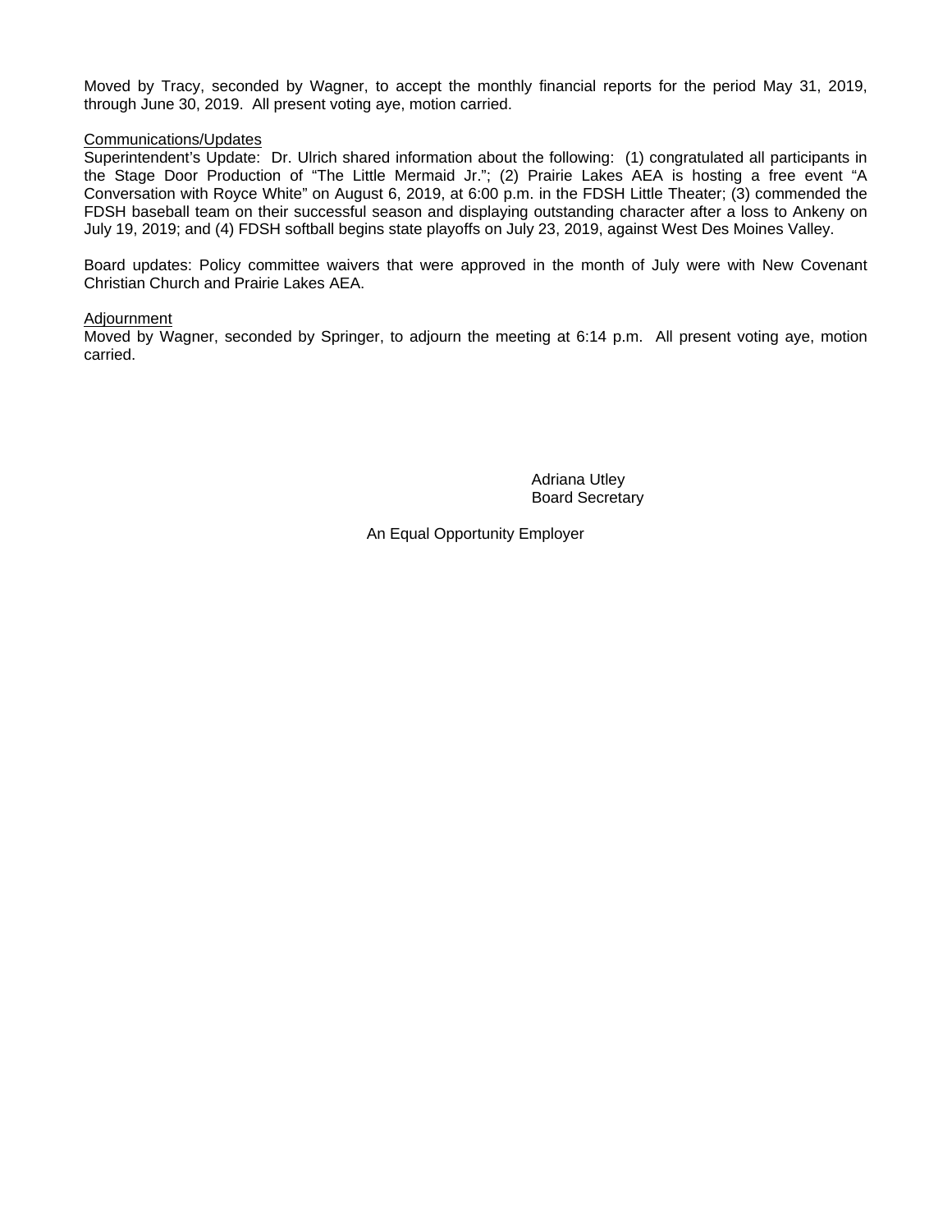Moved by Tracy, seconded by Wagner, to accept the monthly financial reports for the period May 31, 2019, through June 30, 2019. All present voting aye, motion carried.

Communications/Updates

Superintendent's Update: Dr. Ulrich shared information about the following: (1) congratulated all participants in the Stage Door Production of "The Little Mermaid Jr."; (2) Prairie Lakes AEA is hosting a free event "A Conversation with Royce White" on August 6, 2019, at 6:00 p.m. in the FDSH Little Theater; (3) commended the FDSH baseball team on their successful season and displaying outstanding character after a loss to Ankeny on July 19, 2019; and (4) FDSH softball begins state playoffs on July 23, 2019, against West Des Moines Valley.

Board updates: Policy committee waivers that were approved in the month of July were with New Covenant Christian Church and Prairie Lakes AEA.

Adjournment

Moved by Wagner, seconded by Springer, to adjourn the meeting at 6:14 p.m. All present voting aye, motion carried.

Adriana Utley
Board Secretary

An Equal Opportunity Employer